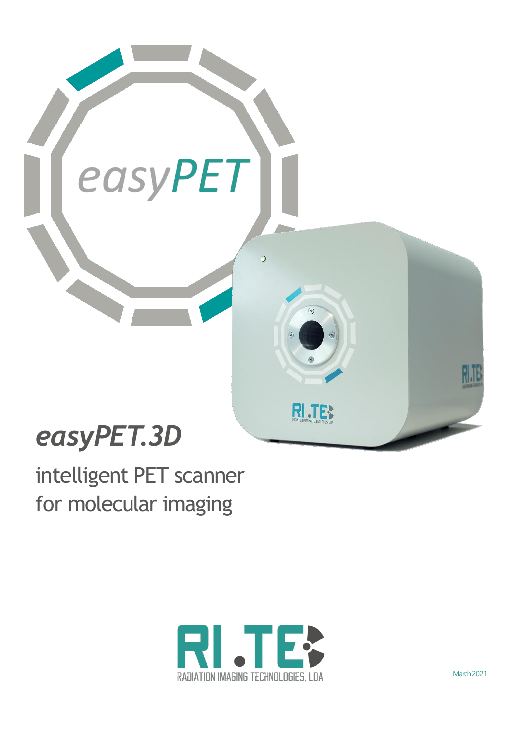easyPET

# easyPET.3D

intelligent PET scanner
for molecular imaging

RI.TE
RADIATION IMAGING TECHNOLOGIES, LDA

March 2021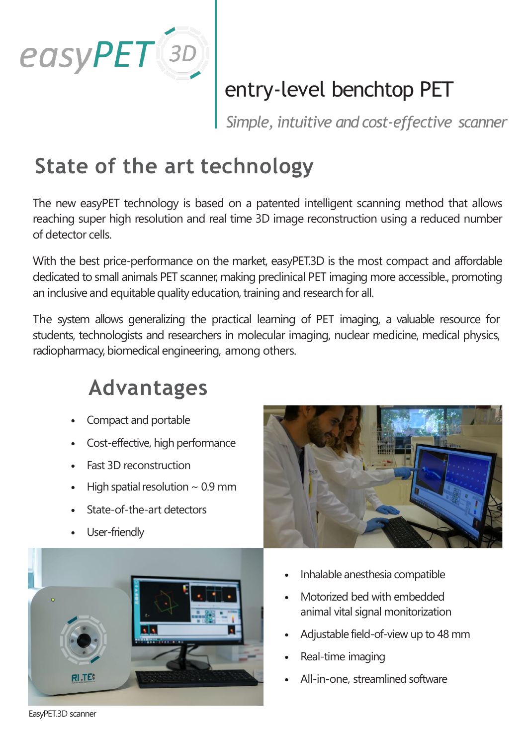easyPET 3D

# entry-level benchtop PET

*Simple, intuitive and cost-effective scanner*

## State of the art technology

The new easyPET technology is based on a patented intelligent scanning method that allows reaching super high resolution and real time 3D image reconstruction using a reduced number of detector cells.

With the best price-performance on the market, easyPET.3D is the most compact and affordable dedicated to small animals PET scanner, making preclinical PET imaging more accessible., promoting an inclusive and equitable quality education, training and research for all.

The system allows generalizing the practical learning of PET imaging, a valuable resource for students, technologists and researchers in molecular imaging, nuclear medicine, medical physics, radiopharmacy, biomedical engineering, among others.

## Advantages

- Compact and portable
- Cost-effective, high performance
- Fast 3D reconstruction
- High spatial resolution ~ 0.9 mm
- State-of-the-art detectors
- User-friendly
- Inhalable anesthesia compatible
- Motorized bed with embedded animal vital signal monitorization
- Adjustable field-of-view up to 48 mm
- Real-time imaging
- All-in-one, streamlined software

EasyPET.3D scanner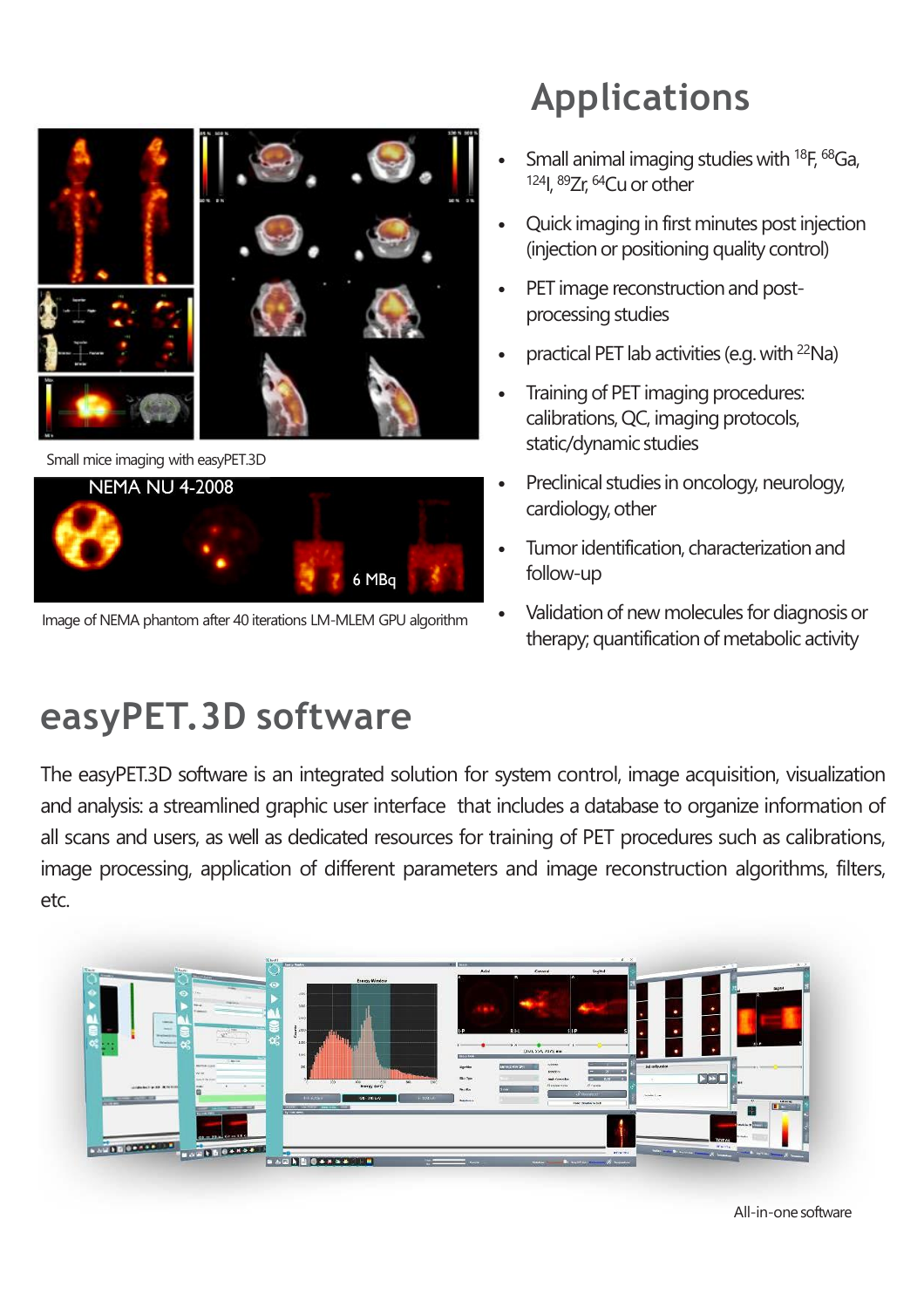Small mice imaging with easyPET.3D

Image of NEMA phantom after 40 iterations LM-MLEM GPU algorithm

## Applications

- Small animal imaging studies with $^{18}$F, $^{68}$Ga, $^{124}$I, $^{89}$Zr, $^{64}$Cu or other
- Quick imaging in first minutes post injection (injection or positioning quality control)
- PET image reconstruction and post-processing studies
- practical PET lab activities (e.g. with $^{22}$Na)
- Training of PET imaging procedures: calibrations, QC, imaging protocols, static/dynamic studies
- Preclinical studies in oncology, neurology, cardiology, other
- Tumor identification, characterization and follow-up
- Validation of new molecules for diagnosis or therapy; quantification of metabolic activity

## easyPET.3D software

The easyPET.3D software is an integrated solution for system control, image acquisition, visualization and analysis: a streamlined graphic user interface that includes a database to organize information of all scans and users, as well as dedicated resources for training of PET procedures such as calibrations, image processing, application of different parameters and image reconstruction algorithms, filters, etc.

All-in-one software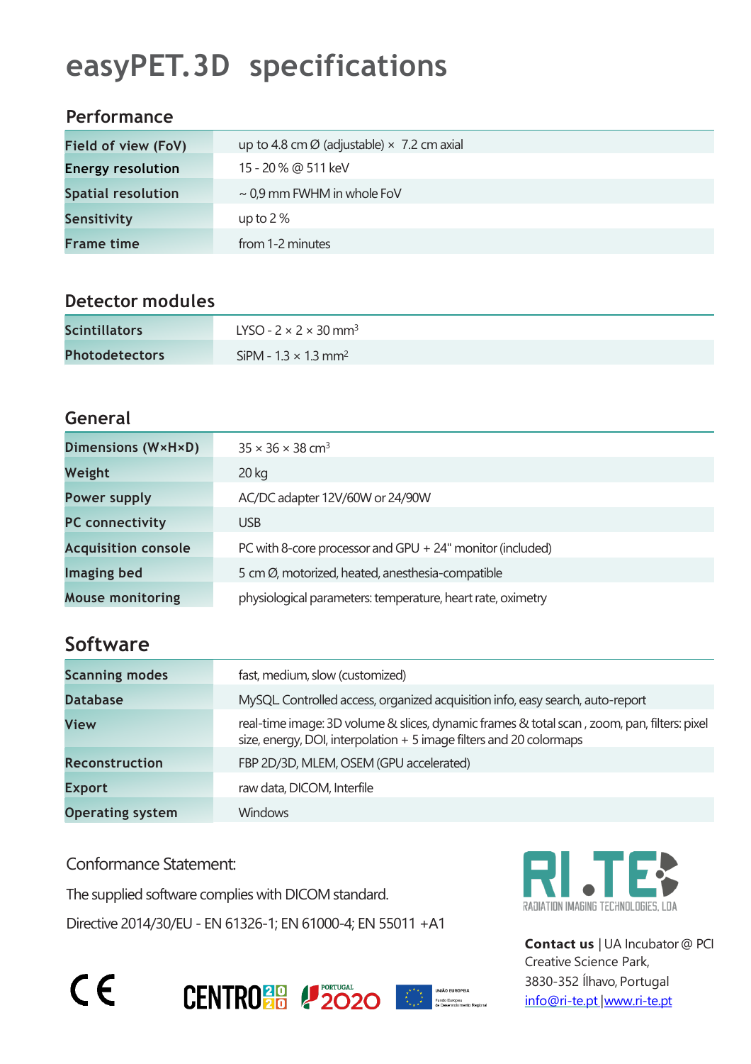# easyPET.3D specifications

## Performance

| | |
|---|---|
| Field of view (FoV) | up to 4.8 cm Ø (adjustable) × 7.2 cm axial |
| Energy resolution | 15 - 20 % @ 511 keV |
| Spatial resolution | ~ 0,9 mm FWHM in whole FoV |
| Sensitivity | up to 2 % |
| Frame time | from 1-2 minutes |

## Detector modules

| | |
|---|---|
| Scintillators | LYSO - 2 × 2 × 30 $mm^3$ |
| Photodetectors | SiPM - 1.3 × 1.3 $mm^2$ |

## General

| | |
|---|---|
| Dimensions (W×H×D) | 35 × 36 × 38 $cm^3$ |
| Weight | 20 kg |
| Power supply | AC/DC adapter 12V/60W or 24/90W |
| PC connectivity | USB |
| Acquisition console | PC with 8-core processor and GPU + 24" monitor (included) |
| Imaging bed | 5 cm Ø, motorized, heated, anesthesia-compatible |
| Mouse monitoring | physiological parameters: temperature, heart rate, oximetry |

## Software

| | |
|---|---|
| Scanning modes | fast, medium, slow (customized) |
| Database | MySQL. Controlled access, organized acquisition info, easy search, auto-report |
| View | real-time image: 3D volume & slices, dynamic frames & total scan , zoom, pan, filters: pixel size, energy, DOI, interpolation + 5 image filters and 20 colormaps |
| Reconstruction | FBP 2D/3D, MLEM, OSEM (GPU accelerated) |
| Export | raw data, DICOM, Interfile |
| Operating system | Windows |

Conformance Statement:

The supplied software complies with DICOM standard.

Directive 2014/30/EU - EN 61326-1; EN 61000-4; EN 55011 +A1

RI.TE RADIATION IMAGING TECHNOLOGIES, LDA

**Contact us** | UA Incubator @ PCI
Creative Science Park,
3830-352 Ílhavo, Portugal
info@ri-te.pt | www.ri-te.pt

CE

CENTRO 2020 PORTUGAL 2020 UNIÃO EUROPEIA Fundo Europeu de Desenvolvimento Regional